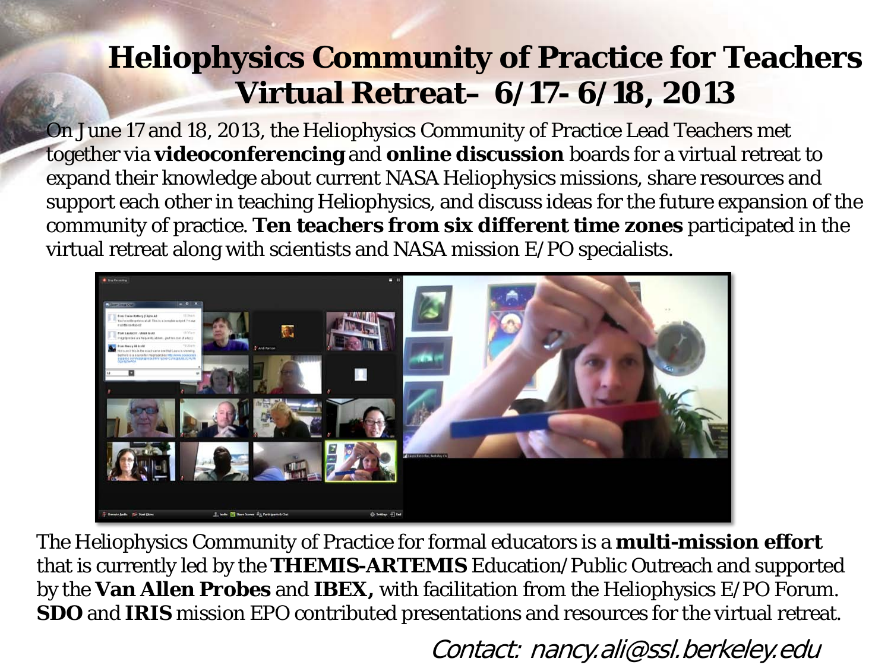# Heliophysics Community of Practice for Teachers Virtual Retreat– 6/17- 6/18, 2013

On June 17 and 18, 2013, the Heliophysics Community of Practice Lead Teachers met together via **videoconferencing** and **online discussion** boards for a virtual retreat to expand their knowledge about current NASA Heliophysics missions, share resources and support each other in teaching Heliophysics, and discuss ideas for the future expansion of the community of practice. **Ten teachers from six different time zones** participated in the virtual retreat along with scientists and NASA mission E/PO specialists.

The Heliophysics Community of Practice for formal educators is a **multi-mission effort** that is currently led by the **THEMIS-ARTEMIS** Education/Public Outreach and supported by the **Van Allen Probes** and **IBEX,** with facilitation from the Heliophysics E/PO Forum. **SDO** and **IRIS** mission EPO contributed presentations and resources for the virtual retreat.

*Contact: nancy.ali@ssl.berkeley.edu*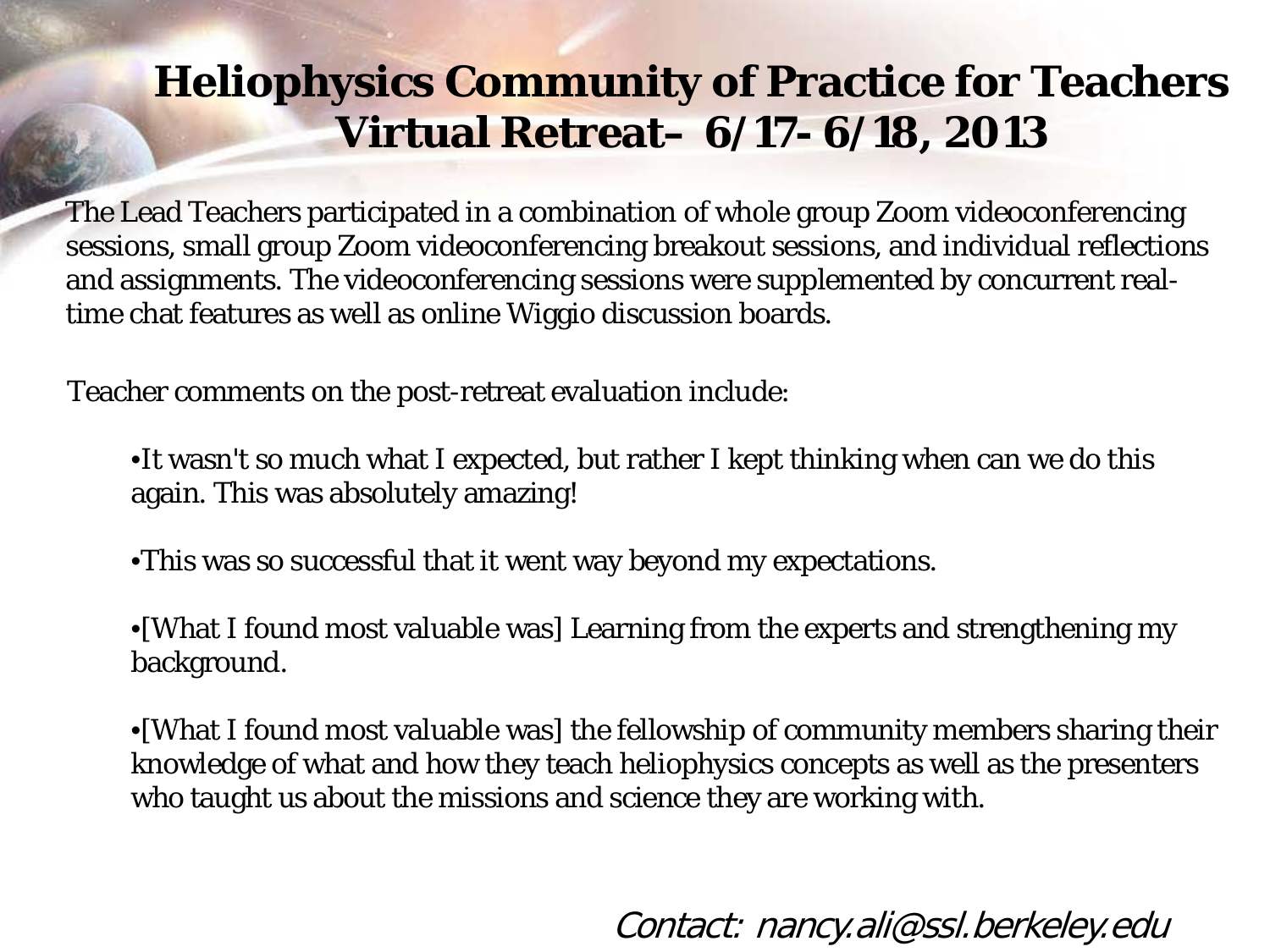# Heliophysics Community of Practice for Teachers Virtual Retreat– 6/17- 6/18, 2013

The Lead Teachers participated in a combination of whole group Zoom videoconferencing sessions, small group Zoom videoconferencing breakout sessions, and individual reflections and assignments. The videoconferencing sessions were supplemented by concurrent real-time chat features as well as online Wiggio discussion boards.

Teacher comments on the post-retreat evaluation include:

- It wasn't so much what I expected, but rather I kept thinking when can we do this again. This was absolutely amazing!

- This was so successful that it went way beyond my expectations.

- [What I found most valuable was] Learning from the experts and strengthening my background.

- [What I found most valuable was] the fellowship of community members sharing their knowledge of what and how they teach heliophysics concepts as well as the presenters who taught us about the missions and science they are working with.

*Contact: nancy.ali@ssl.berkeley.edu*